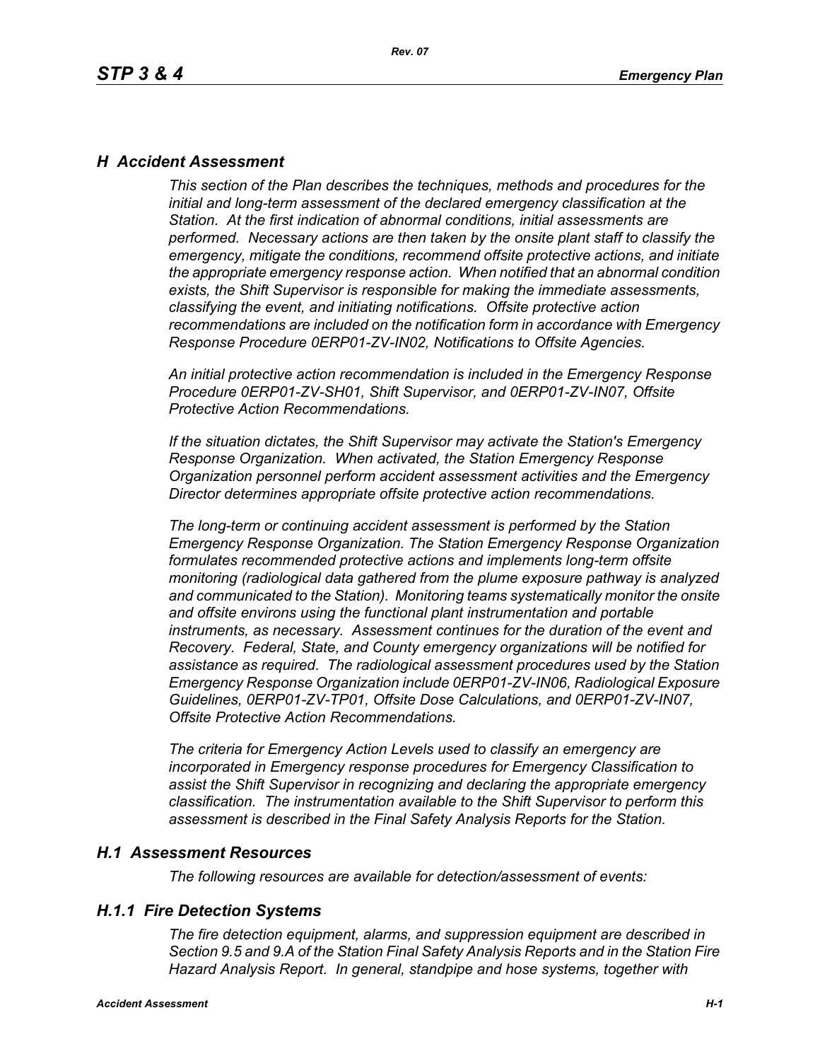# H Accident Assessment

*This section of the Plan describes the techniques, methods and procedures for the initial and long-term assessment of the declared emergency classification at the Station. At the first indication of abnormal conditions, initial assessments are performed. Necessary actions are then taken by the onsite plant staff to classify the emergency, mitigate the conditions, recommend offsite protective actions, and initiate the appropriate emergency response action. When notified that an abnormal condition exists, the Shift Supervisor is responsible for making the immediate assessments, classifying the event, and initiating notifications. Offsite protective action recommendations are included on the notification form in accordance with Emergency Response Procedure 0ERP01-ZV-IN02, Notifications to Offsite Agencies.*

*An initial protective action recommendation is included in the Emergency Response Procedure 0ERP01-ZV-SH01, Shift Supervisor, and 0ERP01-ZV-IN07, Offsite Protective Action Recommendations.*

*If the situation dictates, the Shift Supervisor may activate the Station's Emergency Response Organization. When activated, the Station Emergency Response Organization personnel perform accident assessment activities and the Emergency Director determines appropriate offsite protective action recommendations.*

*The long-term or continuing accident assessment is performed by the Station Emergency Response Organization. The Station Emergency Response Organization formulates recommended protective actions and implements long-term offsite monitoring (radiological data gathered from the plume exposure pathway is analyzed and communicated to the Station). Monitoring teams systematically monitor the onsite and offsite environs using the functional plant instrumentation and portable instruments, as necessary. Assessment continues for the duration of the event and Recovery. Federal, State, and County emergency organizations will be notified for assistance as required. The radiological assessment procedures used by the Station Emergency Response Organization include 0ERP01-ZV-IN06, Radiological Exposure Guidelines, 0ERP01-ZV-TP01, Offsite Dose Calculations, and 0ERP01-ZV-IN07, Offsite Protective Action Recommendations.*

*The criteria for Emergency Action Levels used to classify an emergency are incorporated in Emergency response procedures for Emergency Classification to assist the Shift Supervisor in recognizing and declaring the appropriate emergency classification. The instrumentation available to the Shift Supervisor to perform this assessment is described in the Final Safety Analysis Reports for the Station.*

## H.1 Assessment Resources

*The following resources are available for detection/assessment of events:*

### H.1.1 Fire Detection Systems

*The fire detection equipment, alarms, and suppression equipment are described in Section 9.5 and 9.A of the Station Final Safety Analysis Reports and in the Station Fire Hazard Analysis Report. In general, standpipe and hose systems, together with*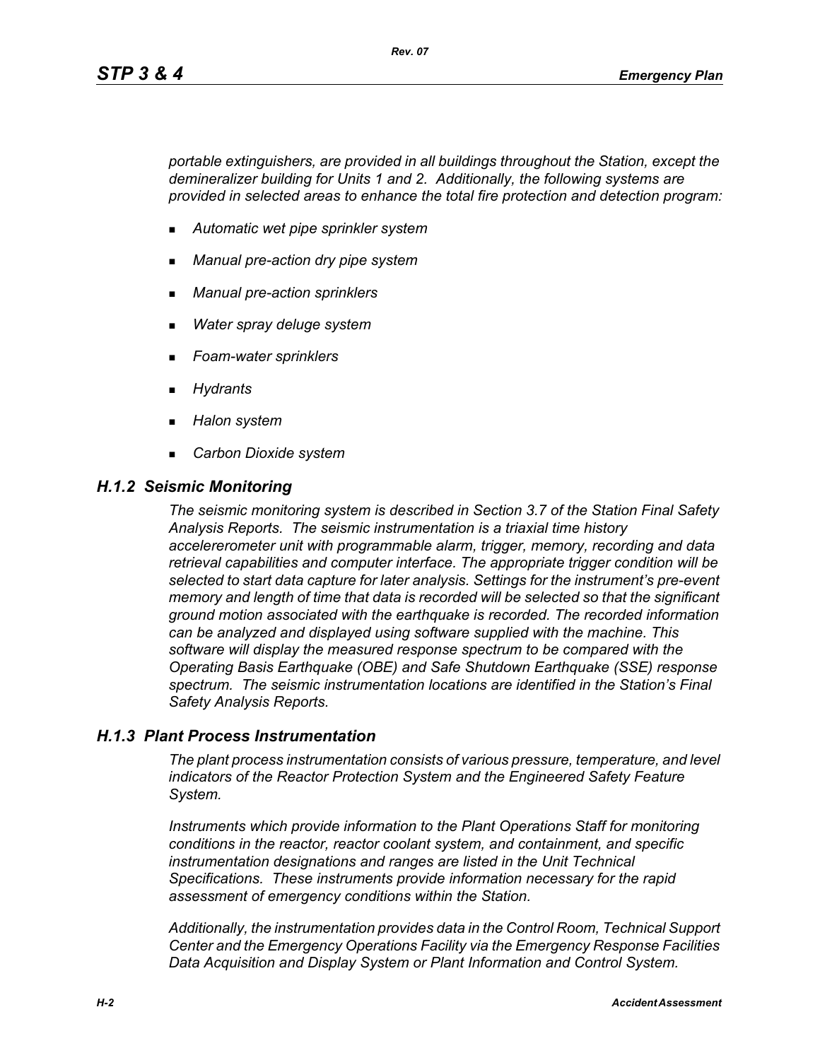*portable extinguishers, are provided in all buildings throughout the Station, except the demineralizer building for Units 1 and 2. Additionally, the following systems are provided in selected areas to enhance the total fire protection and detection program:*

- *Automatic wet pipe sprinkler system*
- *Manual pre-action dry pipe system*
- *Manual pre-action sprinklers*
- *Water spray deluge system*
- *Foam-water sprinklers*
- *Hydrants*
- *Halon system*
- *Carbon Dioxide system*

### *H.1.2 Seismic Monitoring*

*The seismic monitoring system is described in Section 3.7 of the Station Final Safety Analysis Reports. The seismic instrumentation is a triaxial time history accelererometer unit with programmable alarm, trigger, memory, recording and data retrieval capabilities and computer interface. The appropriate trigger condition will be selected to start data capture for later analysis. Settings for the instrument's pre-event memory and length of time that data is recorded will be selected so that the significant ground motion associated with the earthquake is recorded. The recorded information can be analyzed and displayed using software supplied with the machine. This software will display the measured response spectrum to be compared with the Operating Basis Earthquake (OBE) and Safe Shutdown Earthquake (SSE) response spectrum. The seismic instrumentation locations are identified in the Station's Final Safety Analysis Reports.*

### *H.1.3 Plant Process Instrumentation*

*The plant process instrumentation consists of various pressure, temperature, and level indicators of the Reactor Protection System and the Engineered Safety Feature System.*

*Instruments which provide information to the Plant Operations Staff for monitoring conditions in the reactor, reactor coolant system, and containment, and specific instrumentation designations and ranges are listed in the Unit Technical Specifications. These instruments provide information necessary for the rapid assessment of emergency conditions within the Station.*

*Additionally, the instrumentation provides data in the Control Room, Technical Support Center and the Emergency Operations Facility via the Emergency Response Facilities Data Acquisition and Display System or Plant Information and Control System.*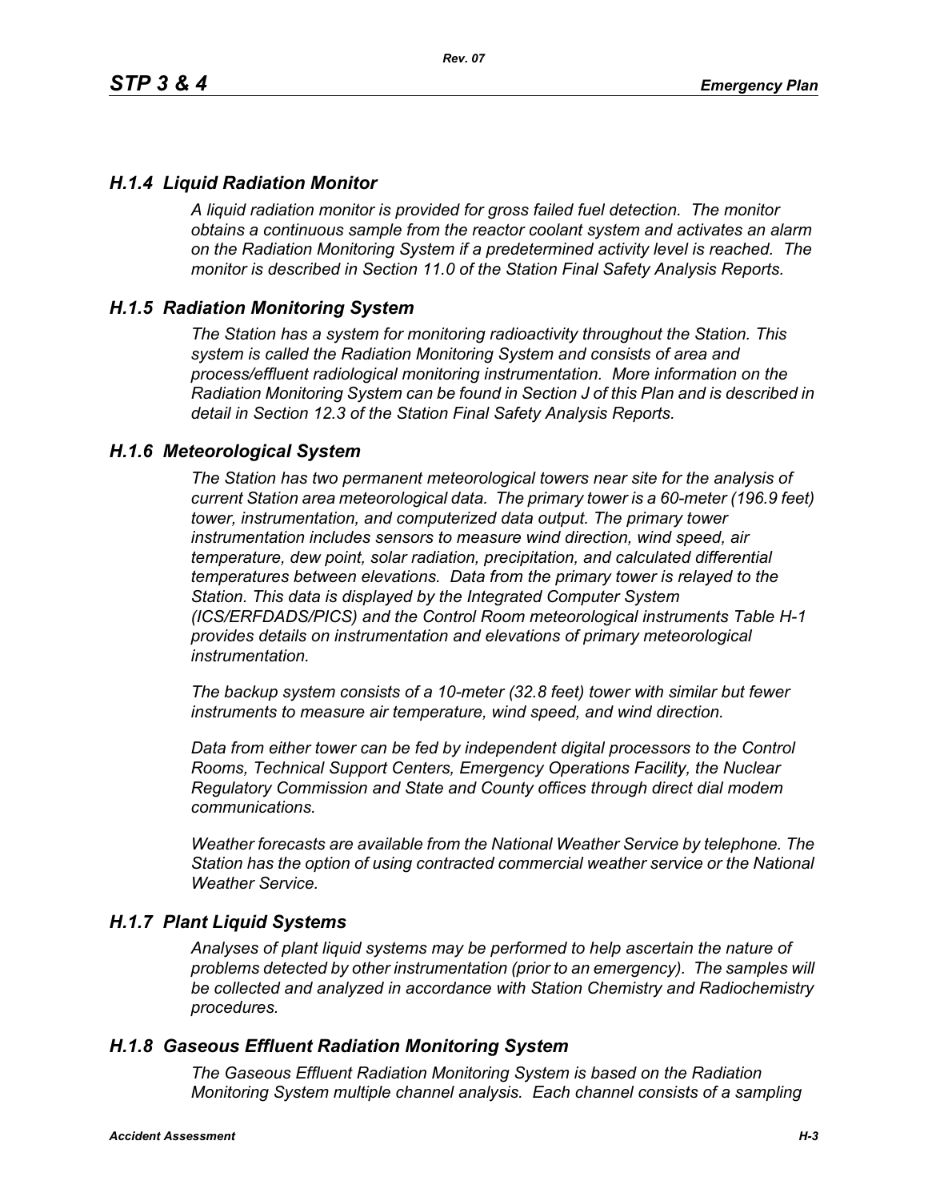### *H.1.4 Liquid Radiation Monitor*

*A liquid radiation monitor is provided for gross failed fuel detection. The monitor obtains a continuous sample from the reactor coolant system and activates an alarm on the Radiation Monitoring System if a predetermined activity level is reached. The monitor is described in Section 11.0 of the Station Final Safety Analysis Reports.*

### *H.1.5 Radiation Monitoring System*

*The Station has a system for monitoring radioactivity throughout the Station. This system is called the Radiation Monitoring System and consists of area and process/effluent radiological monitoring instrumentation. More information on the Radiation Monitoring System can be found in Section J of this Plan and is described in detail in Section 12.3 of the Station Final Safety Analysis Reports.*

### *H.1.6 Meteorological System*

*The Station has two permanent meteorological towers near site for the analysis of current Station area meteorological data. The primary tower is a 60-meter (196.9 feet) tower, instrumentation, and computerized data output. The primary tower instrumentation includes sensors to measure wind direction, wind speed, air temperature, dew point, solar radiation, precipitation, and calculated differential temperatures between elevations. Data from the primary tower is relayed to the Station. This data is displayed by the Integrated Computer System (ICS/ERFDADS/PICS) and the Control Room meteorological instruments Table H-1 provides details on instrumentation and elevations of primary meteorological instrumentation.*

*The backup system consists of a 10-meter (32.8 feet) tower with similar but fewer instruments to measure air temperature, wind speed, and wind direction.*

*Data from either tower can be fed by independent digital processors to the Control Rooms, Technical Support Centers, Emergency Operations Facility, the Nuclear Regulatory Commission and State and County offices through direct dial modem communications.*

*Weather forecasts are available from the National Weather Service by telephone. The Station has the option of using contracted commercial weather service or the National Weather Service.*

### *H.1.7 Plant Liquid Systems*

*Analyses of plant liquid systems may be performed to help ascertain the nature of problems detected by other instrumentation (prior to an emergency). The samples will be collected and analyzed in accordance with Station Chemistry and Radiochemistry procedures.*

### *H.1.8 Gaseous Effluent Radiation Monitoring System*

*The Gaseous Effluent Radiation Monitoring System is based on the Radiation Monitoring System multiple channel analysis. Each channel consists of a sampling*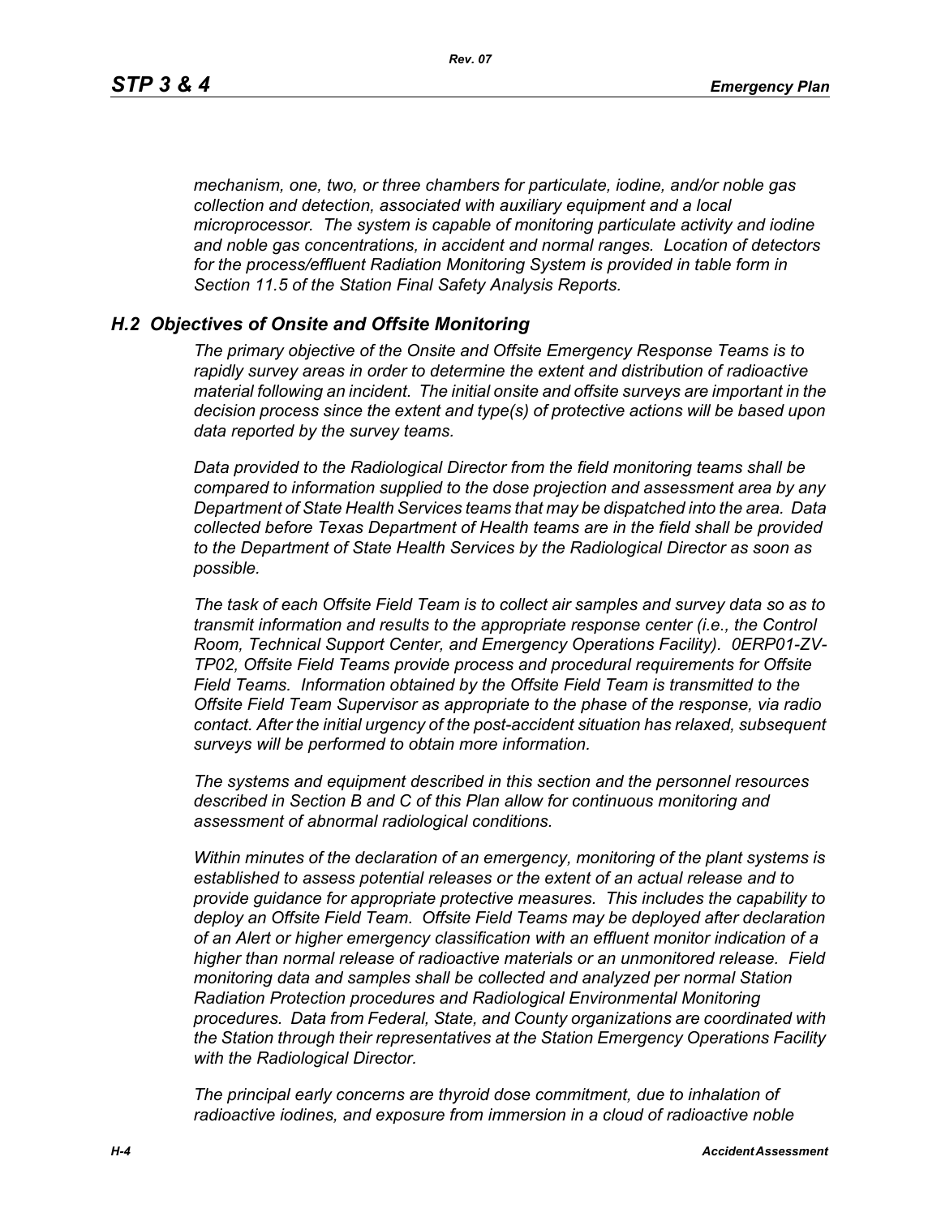*mechanism, one, two, or three chambers for particulate, iodine, and/or noble gas collection and detection, associated with auxiliary equipment and a local microprocessor. The system is capable of monitoring particulate activity and iodine and noble gas concentrations, in accident and normal ranges. Location of detectors for the process/effluent Radiation Monitoring System is provided in table form in Section 11.5 of the Station Final Safety Analysis Reports.*

## *H.2 Objectives of Onsite and Offsite Monitoring*

*The primary objective of the Onsite and Offsite Emergency Response Teams is to rapidly survey areas in order to determine the extent and distribution of radioactive material following an incident. The initial onsite and offsite surveys are important in the decision process since the extent and type(s) of protective actions will be based upon data reported by the survey teams.*

*Data provided to the Radiological Director from the field monitoring teams shall be compared to information supplied to the dose projection and assessment area by any Department of State Health Services teams that may be dispatched into the area. Data collected before Texas Department of Health teams are in the field shall be provided to the Department of State Health Services by the Radiological Director as soon as possible.*

*The task of each Offsite Field Team is to collect air samples and survey data so as to transmit information and results to the appropriate response center (i.e., the Control Room, Technical Support Center, and Emergency Operations Facility). 0ERP01-ZV-TP02, Offsite Field Teams provide process and procedural requirements for Offsite Field Teams. Information obtained by the Offsite Field Team is transmitted to the Offsite Field Team Supervisor as appropriate to the phase of the response, via radio contact. After the initial urgency of the post-accident situation has relaxed, subsequent surveys will be performed to obtain more information.*

*The systems and equipment described in this section and the personnel resources described in Section B and C of this Plan allow for continuous monitoring and assessment of abnormal radiological conditions.*

*Within minutes of the declaration of an emergency, monitoring of the plant systems is established to assess potential releases or the extent of an actual release and to provide guidance for appropriate protective measures. This includes the capability to deploy an Offsite Field Team. Offsite Field Teams may be deployed after declaration of an Alert or higher emergency classification with an effluent monitor indication of a higher than normal release of radioactive materials or an unmonitored release. Field monitoring data and samples shall be collected and analyzed per normal Station Radiation Protection procedures and Radiological Environmental Monitoring procedures. Data from Federal, State, and County organizations are coordinated with the Station through their representatives at the Station Emergency Operations Facility with the Radiological Director.*

*The principal early concerns are thyroid dose commitment, due to inhalation of radioactive iodines, and exposure from immersion in a cloud of radioactive noble*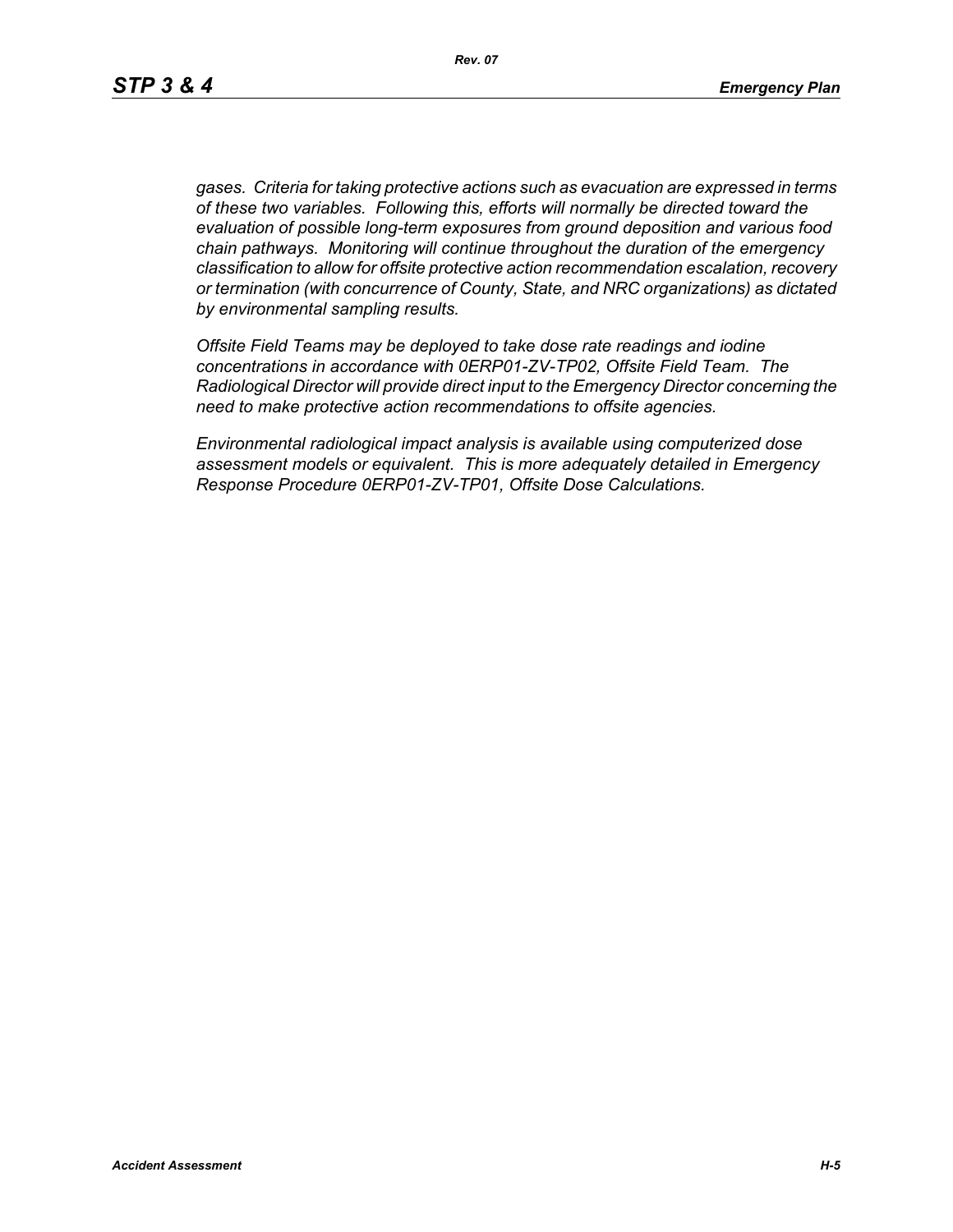*gases. Criteria for taking protective actions such as evacuation are expressed in terms of these two variables. Following this, efforts will normally be directed toward the evaluation of possible long-term exposures from ground deposition and various food chain pathways. Monitoring will continue throughout the duration of the emergency classification to allow for offsite protective action recommendation escalation, recovery or termination (with concurrence of County, State, and NRC organizations) as dictated by environmental sampling results.*

*Offsite Field Teams may be deployed to take dose rate readings and iodine concentrations in accordance with 0ERP01-ZV-TP02, Offsite Field Team. The Radiological Director will provide direct input to the Emergency Director concerning the need to make protective action recommendations to offsite agencies.*

*Environmental radiological impact analysis is available using computerized dose assessment models or equivalent. This is more adequately detailed in Emergency Response Procedure 0ERP01-ZV-TP01, Offsite Dose Calculations.*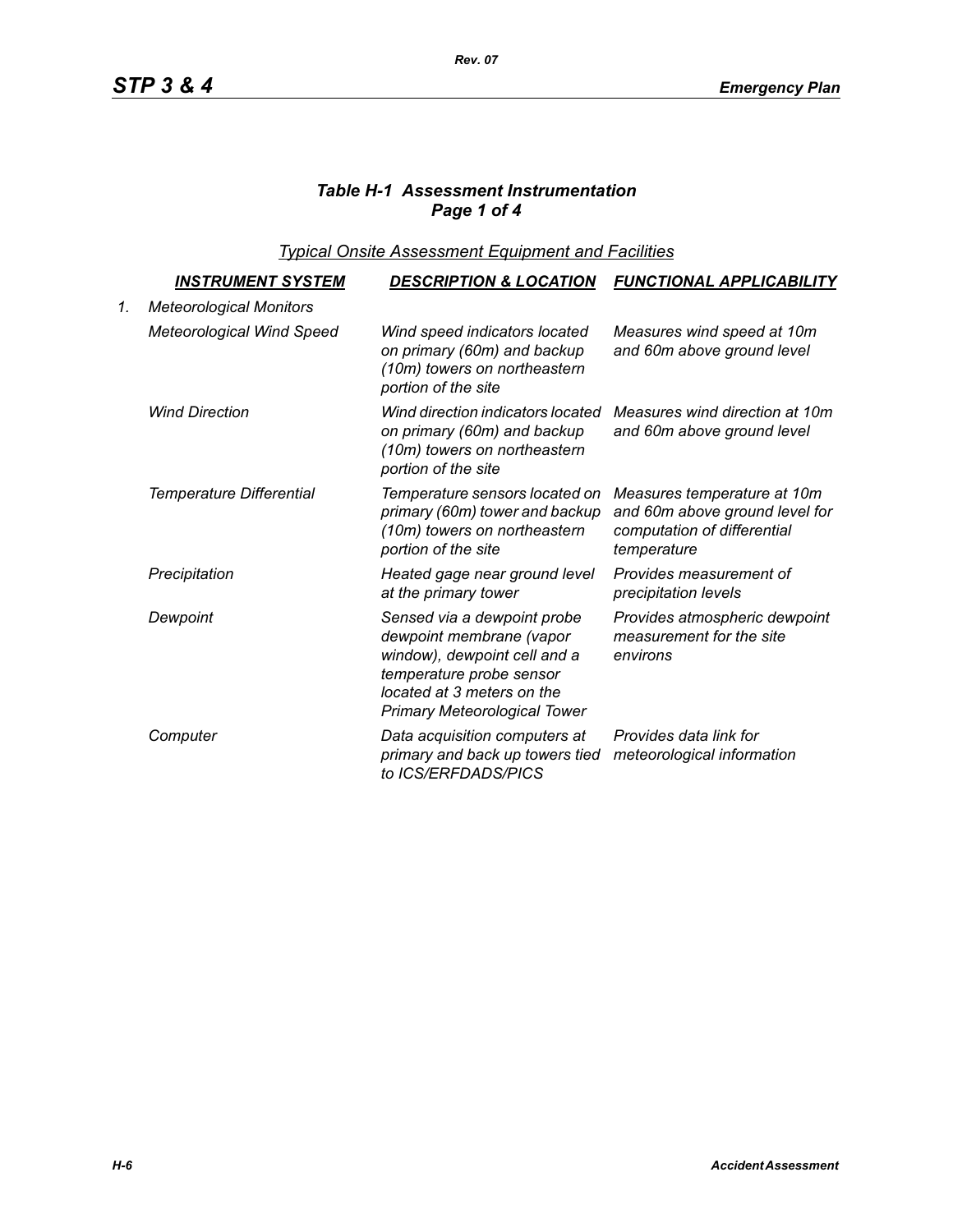### *Table H-1 Assessment Instrumentation*
### *Page 1 of 4*

*Typical Onsite Assessment Equipment and Facilities*

| | INSTRUMENT SYSTEM | DESCRIPTION & LOCATION | FUNCTIONAL APPLICABILITY |
|---|---|---|---|
| 1. | *Meteorological Monitors* | | |
| | *Meteorological Wind Speed* | *Wind speed indicators located on primary (60m) and backup (10m) towers on northeastern portion of the site* | *Measures wind speed at 10m and 60m above ground level* |
| | *Wind Direction* | *Wind direction indicators located on primary (60m) and backup (10m) towers on northeastern portion of the site* | *Measures wind direction at 10m and 60m above ground level* |
| | *Temperature Differential* | *Temperature sensors located on primary (60m) tower and backup (10m) towers on northeastern portion of the site* | *Measures temperature at 10m and 60m above ground level for computation of differential temperature* |
| | *Precipitation* | *Heated gage near ground level at the primary tower* | *Provides measurement of precipitation levels* |
| | *Dewpoint* | *Sensed via a dewpoint probe dewpoint membrane (vapor window), dewpoint cell and a temperature probe sensor located at 3 meters on the Primary Meteorological Tower* | *Provides atmospheric dewpoint measurement for the site environs* |
| | *Computer* | *Data acquisition computers at primary and back up towers tied to ICS/ERFDADS/PICS* | *Provides data link for meteorological information* |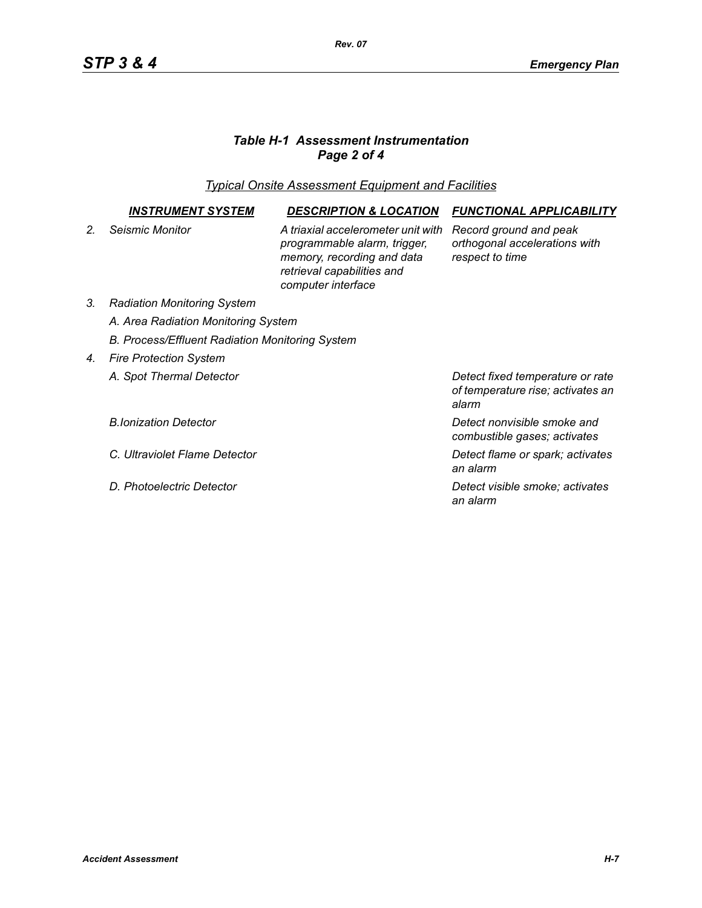### *Table H-1 Assessment Instrumentation Page 2 of 4*

*Typical Onsite Assessment Equipment and Facilities*

| | INSTRUMENT SYSTEM | DESCRIPTION & LOCATION | FUNCTIONAL APPLICABILITY |
|---|---|---|---|
| *2.* | *Seismic Monitor* | *A triaxial accelerometer unit with programmable alarm, trigger, memory, recording and data retrieval capabilities and computer interface* | *Record ground and peak orthogonal accelerations with respect to time* |
| *3.* | *Radiation Monitoring System* | | |
| | *A. Area Radiation Monitoring System* | | |
| | *B. Process/Effluent Radiation Monitoring System* | | |
| *4.* | *Fire Protection System* | | |
| | *A. Spot Thermal Detector* | | *Detect fixed temperature or rate of temperature rise; activates an alarm* |
| | *B.Ionization Detector* | | *Detect nonvisible smoke and combustible gases; activates* |
| | *C. Ultraviolet Flame Detector* | | *Detect flame or spark; activates an alarm* |
| | *D. Photoelectric Detector* | | *Detect visible smoke; activates an alarm* |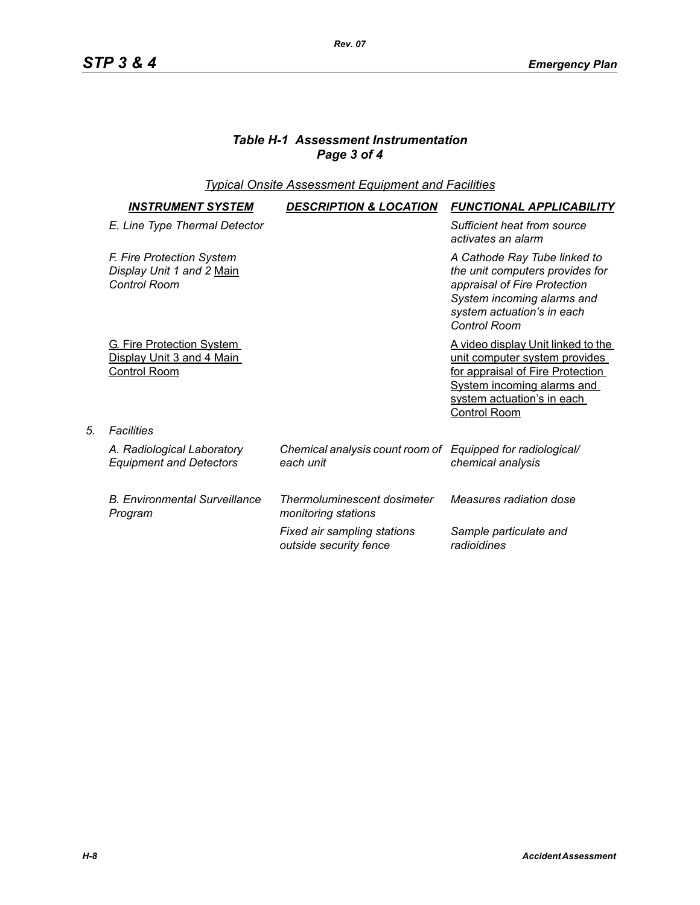### *Table H-1 Assessment Instrumentation*
### *Page 3 of 4*

*Typical Onsite Assessment Equipment and Facilities*

| | INSTRUMENT SYSTEM | DESCRIPTION & LOCATION | FUNCTIONAL APPLICABILITY |
|---|---|---|---|
| | *E. Line Type Thermal Detector* | | *Sufficient heat from source activates an alarm* |
| | *F. Fire Protection System Display Unit 1 and 2* Main *Control Room* | | *A Cathode Ray Tube linked to the unit computers provides for appraisal of Fire Protection System incoming alarms and system actuation's in each Control Room* |
| | G. Fire Protection System Display Unit 3 and 4 Main Control Room | | A video display Unit linked to the unit computer system provides for appraisal of Fire Protection System incoming alarms and system actuation's in each Control Room |
| *5.* | *Facilities* | | |
| | *A. Radiological Laboratory Equipment and Detectors* | *Chemical analysis count room of each unit* | *Equipped for radiological/ chemical analysis* |
| | *B. Environmental Surveillance Program* | *Thermoluminescent dosimeter monitoring stations* | *Measures radiation dose* |
| | | *Fixed air sampling stations outside security fence* | *Sample particulate and radioidines* |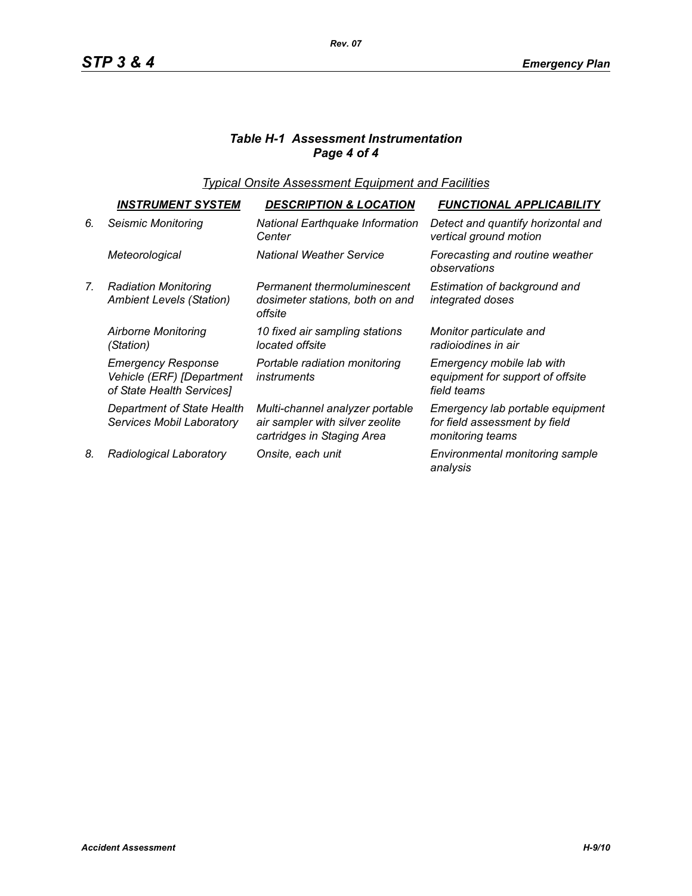### *Table H-1 Assessment Instrumentation*
### *Page 4 of 4*

*Typical Onsite Assessment Equipment and Facilities*

| | *INSTRUMENT SYSTEM* | *DESCRIPTION & LOCATION* | *FUNCTIONAL APPLICABILITY* |
|---|---|---|---|
| *6.* | *Seismic Monitoring* | *National Earthquake Information Center* | *Detect and quantify horizontal and vertical ground motion* |
| | *Meteorological* | *National Weather Service* | *Forecasting and routine weather observations* |
| *7.* | *Radiation Monitoring Ambient Levels (Station)* | *Permanent thermoluminescent dosimeter stations, both on and offsite* | *Estimation of background and integrated doses* |
| | *Airborne Monitoring (Station)* | *10 fixed air sampling stations located offsite* | *Monitor particulate and radioiodines in air* |
| | *Emergency Response Vehicle (ERF) [Department of State Health Services]* | *Portable radiation monitoring instruments* | *Emergency mobile lab with equipment for support of offsite field teams* |
| | *Department of State Health Services Mobil Laboratory* | *Multi-channel analyzer portable air sampler with silver zeolite cartridges in Staging Area* | *Emergency lab portable equipment for field assessment by field monitoring teams* |
| *8.* | *Radiological Laboratory* | *Onsite, each unit* | *Environmental monitoring sample analysis* |